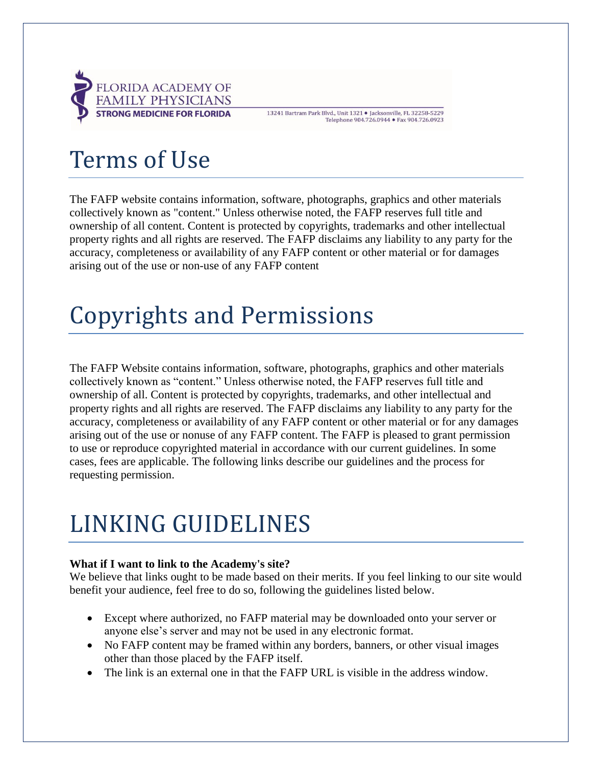FLORIDA ACADEMY OF FAMILY PHYSICIANS
STRONG MEDICINE FOR FLORIDA

13241 Bartram Park Blvd., Unit 1321 • Jacksonville, FL 32258-5229
Telephone 904.726.0944 • Fax 904.726.0923

# Terms of Use

The FAFP website contains information, software, photographs, graphics and other materials collectively known as "content." Unless otherwise noted, the FAFP reserves full title and ownership of all content. Content is protected by copyrights, trademarks and other intellectual property rights and all rights are reserved. The FAFP disclaims any liability to any party for the accuracy, completeness or availability of any FAFP content or other material or for damages arising out of the use or non-use of any FAFP content

# Copyrights and Permissions

The FAFP Website contains information, software, photographs, graphics and other materials collectively known as "content." Unless otherwise noted, the FAFP reserves full title and ownership of all. Content is protected by copyrights, trademarks, and other intellectual and property rights and all rights are reserved. The FAFP disclaims any liability to any party for the accuracy, completeness or availability of any FAFP content or other material or for any damages arising out of the use or nonuse of any FAFP content. The FAFP is pleased to grant permission to use or reproduce copyrighted material in accordance with our current guidelines. In some cases, fees are applicable. The following links describe our guidelines and the process for requesting permission.

# LINKING GUIDELINES

**What if I want to link to the Academy's site?**
We believe that links ought to be made based on their merits. If you feel linking to our site would benefit your audience, feel free to do so, following the guidelines listed below.

- Except where authorized, no FAFP material may be downloaded onto your server or anyone else's server and may not be used in any electronic format.
- No FAFP content may be framed within any borders, banners, or other visual images other than those placed by the FAFP itself.
- The link is an external one in that the FAFP URL is visible in the address window.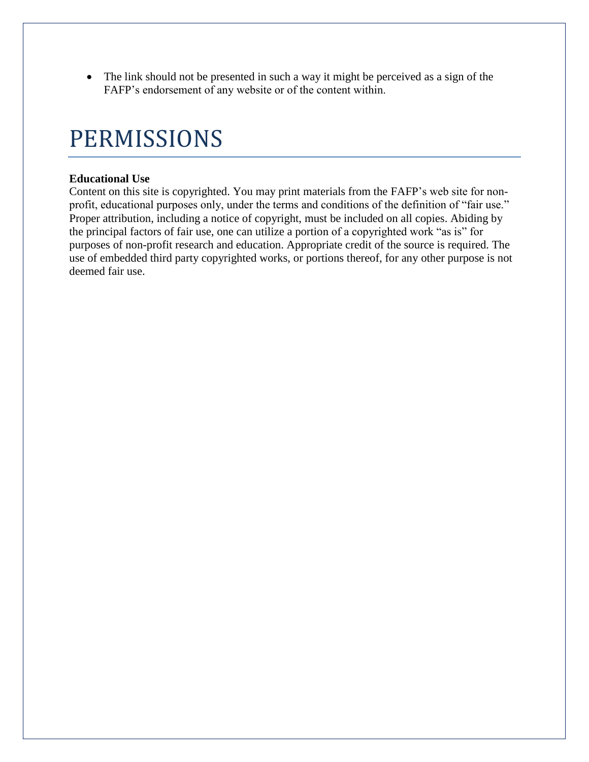- The link should not be presented in such a way it might be perceived as a sign of the FAFP's endorsement of any website or of the content within.

# PERMISSIONS

**Educational Use**

Content on this site is copyrighted. You may print materials from the FAFP's web site for non-profit, educational purposes only, under the terms and conditions of the definition of "fair use." Proper attribution, including a notice of copyright, must be included on all copies. Abiding by the principal factors of fair use, one can utilize a portion of a copyrighted work "as is" for purposes of non-profit research and education. Appropriate credit of the source is required. The use of embedded third party copyrighted works, or portions thereof, for any other purpose is not deemed fair use.